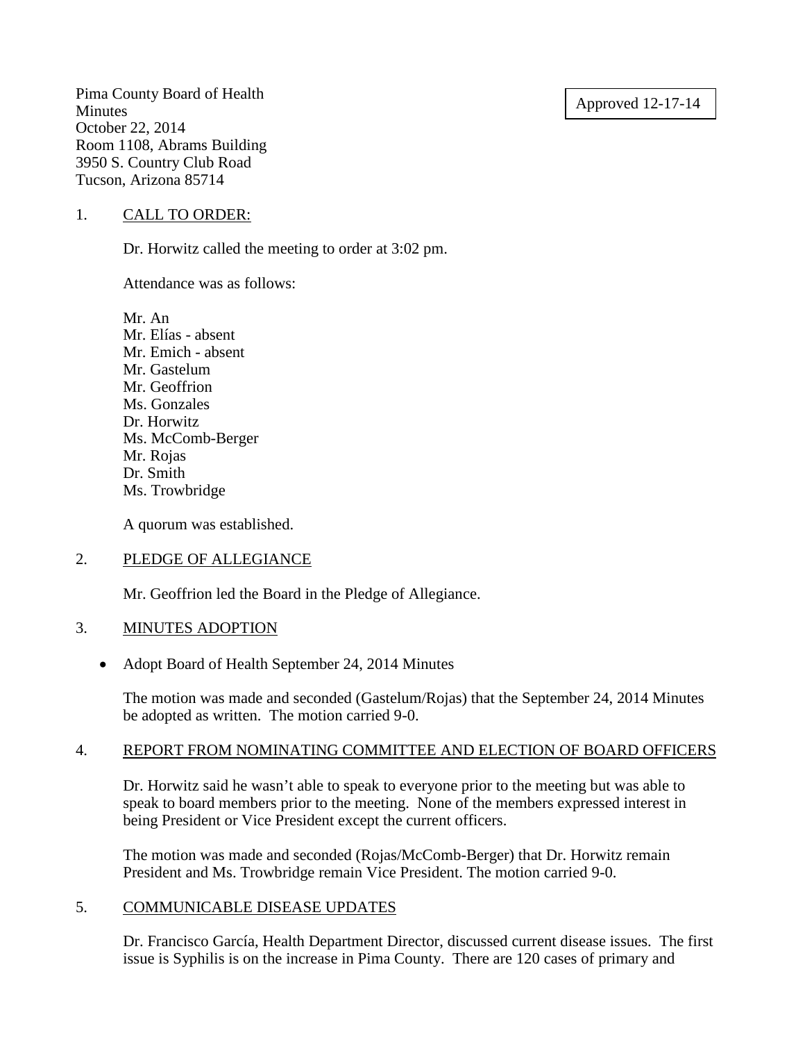Approved 12-17-14

Pima County Board of Health
Minutes
October 22, 2014
Room 1108, Abrams Building
3950 S. Country Club Road
Tucson, Arizona 85714

1. CALL TO ORDER:

Dr. Horwitz called the meeting to order at 3:02 pm.

Attendance was as follows:

Mr. An
Mr. Elías - absent
Mr. Emich - absent
Mr. Gastelum
Mr. Geoffrion
Ms. Gonzales
Dr. Horwitz
Ms. McComb-Berger
Mr. Rojas
Dr. Smith
Ms. Trowbridge

A quorum was established.

2. PLEDGE OF ALLEGIANCE

Mr. Geoffrion led the Board in the Pledge of Allegiance.

3. MINUTES ADOPTION

- Adopt Board of Health September 24, 2014 Minutes

The motion was made and seconded (Gastelum/Rojas) that the September 24, 2014 Minutes be adopted as written. The motion carried 9-0.

4. REPORT FROM NOMINATING COMMITTEE AND ELECTION OF BOARD OFFICERS

Dr. Horwitz said he wasn't able to speak to everyone prior to the meeting but was able to speak to board members prior to the meeting. None of the members expressed interest in being President or Vice President except the current officers.

The motion was made and seconded (Rojas/McComb-Berger) that Dr. Horwitz remain President and Ms. Trowbridge remain Vice President. The motion carried 9-0.

5. COMMUNICABLE DISEASE UPDATES

Dr. Francisco García, Health Department Director, discussed current disease issues. The first issue is Syphilis is on the increase in Pima County. There are 120 cases of primary and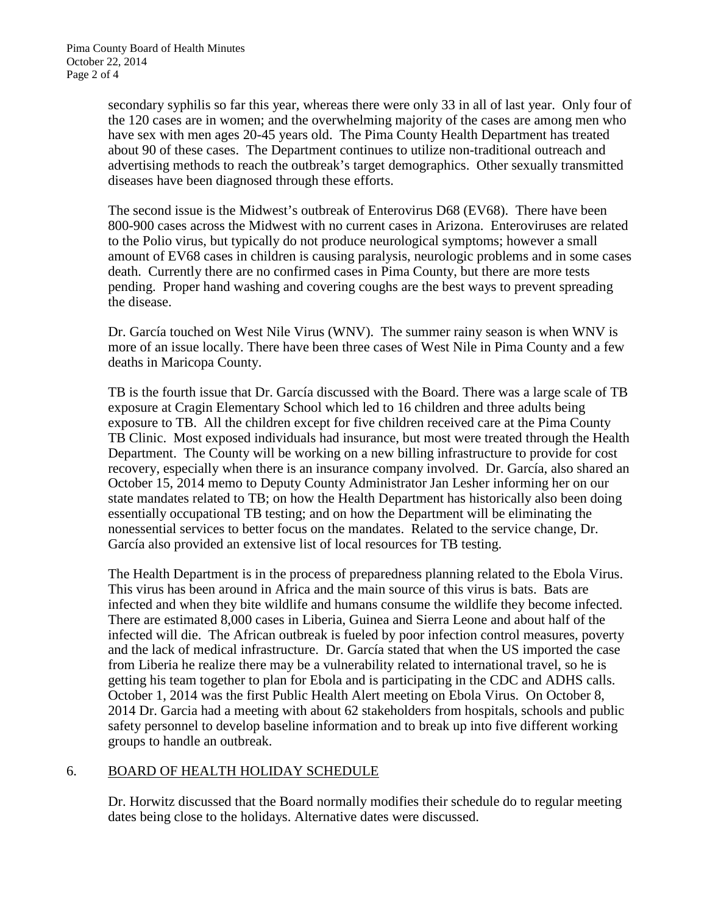secondary syphilis so far this year, whereas there were only 33 in all of last year. Only four of the 120 cases are in women; and the overwhelming majority of the cases are among men who have sex with men ages 20-45 years old. The Pima County Health Department has treated about 90 of these cases. The Department continues to utilize non-traditional outreach and advertising methods to reach the outbreak's target demographics. Other sexually transmitted diseases have been diagnosed through these efforts.

The second issue is the Midwest's outbreak of Enterovirus D68 (EV68). There have been 800-900 cases across the Midwest with no current cases in Arizona. Enteroviruses are related to the Polio virus, but typically do not produce neurological symptoms; however a small amount of EV68 cases in children is causing paralysis, neurologic problems and in some cases death. Currently there are no confirmed cases in Pima County, but there are more tests pending. Proper hand washing and covering coughs are the best ways to prevent spreading the disease.

Dr. García touched on West Nile Virus (WNV). The summer rainy season is when WNV is more of an issue locally. There have been three cases of West Nile in Pima County and a few deaths in Maricopa County.

TB is the fourth issue that Dr. García discussed with the Board. There was a large scale of TB exposure at Cragin Elementary School which led to 16 children and three adults being exposure to TB. All the children except for five children received care at the Pima County TB Clinic. Most exposed individuals had insurance, but most were treated through the Health Department. The County will be working on a new billing infrastructure to provide for cost recovery, especially when there is an insurance company involved. Dr. García, also shared an October 15, 2014 memo to Deputy County Administrator Jan Lesher informing her on our state mandates related to TB; on how the Health Department has historically also been doing essentially occupational TB testing; and on how the Department will be eliminating the nonessential services to better focus on the mandates. Related to the service change, Dr. García also provided an extensive list of local resources for TB testing.

The Health Department is in the process of preparedness planning related to the Ebola Virus. This virus has been around in Africa and the main source of this virus is bats. Bats are infected and when they bite wildlife and humans consume the wildlife they become infected. There are estimated 8,000 cases in Liberia, Guinea and Sierra Leone and about half of the infected will die. The African outbreak is fueled by poor infection control measures, poverty and the lack of medical infrastructure. Dr. García stated that when the US imported the case from Liberia he realize there may be a vulnerability related to international travel, so he is getting his team together to plan for Ebola and is participating in the CDC and ADHS calls. October 1, 2014 was the first Public Health Alert meeting on Ebola Virus. On October 8, 2014 Dr. Garcia had a meeting with about 62 stakeholders from hospitals, schools and public safety personnel to develop baseline information and to break up into five different working groups to handle an outbreak.

## 6. BOARD OF HEALTH HOLIDAY SCHEDULE

Dr. Horwitz discussed that the Board normally modifies their schedule do to regular meeting dates being close to the holidays. Alternative dates were discussed.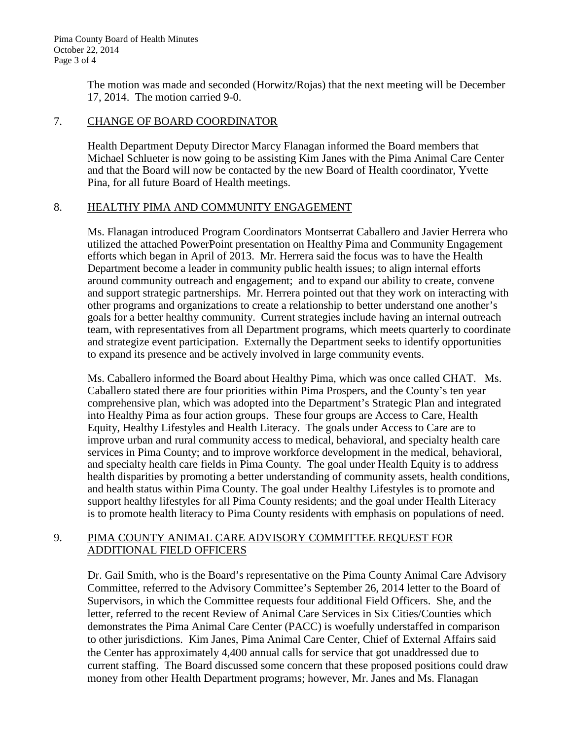The motion was made and seconded (Horwitz/Rojas) that the next meeting will be December 17, 2014. The motion carried 9-0.

7. CHANGE OF BOARD COORDINATOR

Health Department Deputy Director Marcy Flanagan informed the Board members that Michael Schlueter is now going to be assisting Kim Janes with the Pima Animal Care Center and that the Board will now be contacted by the new Board of Health coordinator, Yvette Pina, for all future Board of Health meetings.

8. HEALTHY PIMA AND COMMUNITY ENGAGEMENT

Ms. Flanagan introduced Program Coordinators Montserrat Caballero and Javier Herrera who utilized the attached PowerPoint presentation on Healthy Pima and Community Engagement efforts which began in April of 2013. Mr. Herrera said the focus was to have the Health Department become a leader in community public health issues; to align internal efforts around community outreach and engagement; and to expand our ability to create, convene and support strategic partnerships. Mr. Herrera pointed out that they work on interacting with other programs and organizations to create a relationship to better understand one another's goals for a better healthy community. Current strategies include having an internal outreach team, with representatives from all Department programs, which meets quarterly to coordinate and strategize event participation. Externally the Department seeks to identify opportunities to expand its presence and be actively involved in large community events.

Ms. Caballero informed the Board about Healthy Pima, which was once called CHAT. Ms. Caballero stated there are four priorities within Pima Prospers, and the County's ten year comprehensive plan, which was adopted into the Department's Strategic Plan and integrated into Healthy Pima as four action groups. These four groups are Access to Care, Health Equity, Healthy Lifestyles and Health Literacy. The goals under Access to Care are to improve urban and rural community access to medical, behavioral, and specialty health care services in Pima County; and to improve workforce development in the medical, behavioral, and specialty health care fields in Pima County. The goal under Health Equity is to address health disparities by promoting a better understanding of community assets, health conditions, and health status within Pima County. The goal under Healthy Lifestyles is to promote and support healthy lifestyles for all Pima County residents; and the goal under Health Literacy is to promote health literacy to Pima County residents with emphasis on populations of need.

9. PIMA COUNTY ANIMAL CARE ADVISORY COMMITTEE REQUEST FOR ADDITIONAL FIELD OFFICERS

Dr. Gail Smith, who is the Board's representative on the Pima County Animal Care Advisory Committee, referred to the Advisory Committee's September 26, 2014 letter to the Board of Supervisors, in which the Committee requests four additional Field Officers. She, and the letter, referred to the recent Review of Animal Care Services in Six Cities/Counties which demonstrates the Pima Animal Care Center (PACC) is woefully understaffed in comparison to other jurisdictions. Kim Janes, Pima Animal Care Center, Chief of External Affairs said the Center has approximately 4,400 annual calls for service that got unaddressed due to current staffing. The Board discussed some concern that these proposed positions could draw money from other Health Department programs; however, Mr. Janes and Ms. Flanagan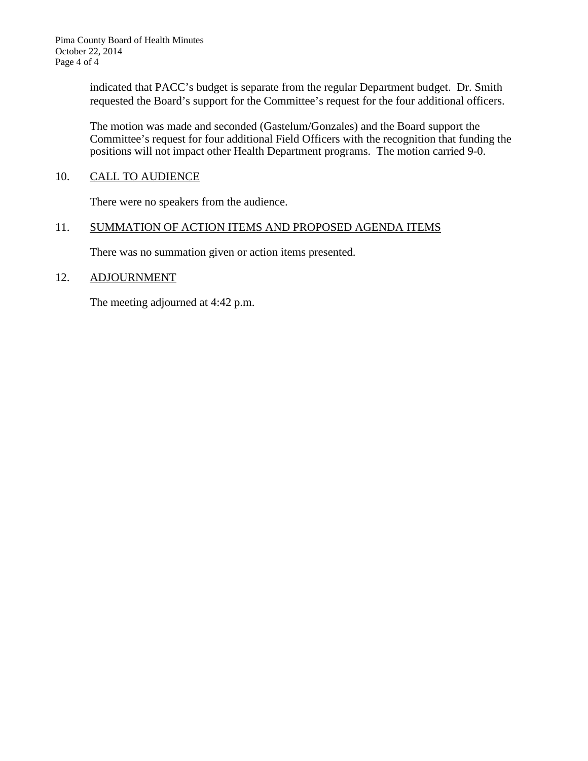indicated that PACC's budget is separate from the regular Department budget. Dr. Smith requested the Board's support for the Committee's request for the four additional officers.

The motion was made and seconded (Gastelum/Gonzales) and the Board support the Committee's request for four additional Field Officers with the recognition that funding the positions will not impact other Health Department programs. The motion carried 9-0.

10. <u>CALL TO AUDIENCE</u>

There were no speakers from the audience.

11. <u>SUMMATION OF ACTION ITEMS AND PROPOSED AGENDA ITEMS</u>

There was no summation given or action items presented.

12. <u>ADJOURNMENT</u>

The meeting adjourned at 4:42 p.m.